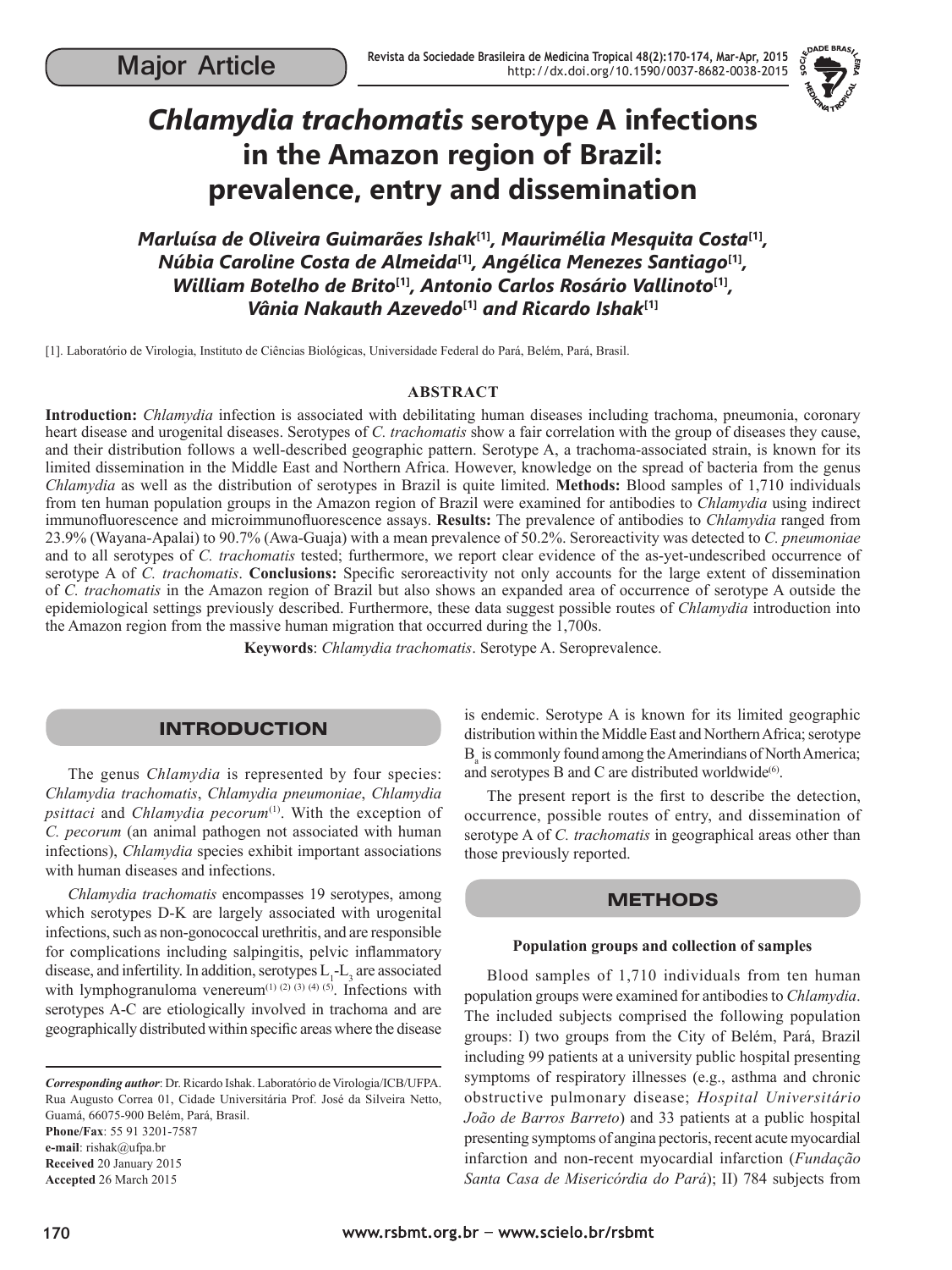Major Article

# *Chlamydia trachomatis* serotype A infections in the Amazon region of Brazil: prevalence, entry and dissemination

***Marluísa de Oliveira Guimarães Ishak*[1], *Maurimélia Mesquita Costa*[1], *Núbia Caroline Costa de Almeida*[1], *Angélica Menezes Santiago*[1], *William Botelho de Brito*[1], *Antonio Carlos Rosário Vallinoto*[1], *Vânia Nakauth Azevedo*[1] *and Ricardo Ishak*[1]**

[1]. Laboratório de Virologia, Instituto de Ciências Biológicas, Universidade Federal do Pará, Belém, Pará, Brasil.

## ABSTRACT

**Introduction:** *Chlamydia* infection is associated with debilitating human diseases including trachoma, pneumonia, coronary heart disease and urogenital diseases. Serotypes of *C. trachomatis* show a fair correlation with the group of diseases they cause, and their distribution follows a well-described geographic pattern. Serotype A, a trachoma-associated strain, is known for its limited dissemination in the Middle East and Northern Africa. However, knowledge on the spread of bacteria from the genus *Chlamydia* as well as the distribution of serotypes in Brazil is quite limited. **Methods:** Blood samples of 1,710 individuals from ten human population groups in the Amazon region of Brazil were examined for antibodies to *Chlamydia* using indirect immunofluorescence and microimmunofluorescence assays. **Results:** The prevalence of antibodies to *Chlamydia* ranged from 23.9% (Wayana-Apalai) to 90.7% (Awa-Guaja) with a mean prevalence of 50.2%. Seroreactivity was detected to *C. pneumoniae* and to all serotypes of *C. trachomatis* tested; furthermore, we report clear evidence of the as-yet-undescribed occurrence of serotype A of *C. trachomatis*. **Conclusions:** Specific seroreactivity not only accounts for the large extent of dissemination of *C. trachomatis* in the Amazon region of Brazil but also shows an expanded area of occurrence of serotype A outside the epidemiological settings previously described. Furthermore, these data suggest possible routes of *Chlamydia* introduction into the Amazon region from the massive human migration that occurred during the 1,700s.

**Keywords**: *Chlamydia trachomatis*. Serotype A. Seroprevalence.

## INTRODUCTION

The genus *Chlamydia* is represented by four species: *Chlamydia trachomatis*, *Chlamydia pneumoniae*, *Chlamydia psittaci* and *Chlamydia pecorum*[1]. With the exception of *C. pecorum* (an animal pathogen not associated with human infections), *Chlamydia* species exhibit important associations with human diseases and infections.

*Chlamydia trachomatis* encompasses 19 serotypes, among which serotypes D-K are largely associated with urogenital infections, such as non-gonococcal urethritis, and are responsible for complications including salpingitis, pelvic inflammatory disease, and infertility. In addition, serotypes $L_1$-$L_3$ are associated with lymphogranuloma venereum[1] [2] [3] [4] [5]. Infections with serotypes A-C are etiologically involved in trachoma and are geographically distributed within specific areas where the disease is endemic. Serotype A is known for its limited geographic distribution within the Middle East and Northern Africa; serotype $B_a$ is commonly found among the Amerindians of North America; and serotypes B and C are distributed worldwide[6].

The present report is the first to describe the detection, occurrence, possible routes of entry, and dissemination of serotype A of *C. trachomatis* in geographical areas other than those previously reported.

## METHODS

### Population groups and collection of samples

Blood samples of 1,710 individuals from ten human population groups were examined for antibodies to *Chlamydia*. The included subjects comprised the following population groups: I) two groups from the City of Belém, Pará, Brazil including 99 patients at a university public hospital presenting symptoms of respiratory illnesses (e.g., asthma and chronic obstructive pulmonary disease; *Hospital Universitário João de Barros Barreto*) and 33 patients at a public hospital presenting symptoms of angina pectoris, recent acute myocardial infarction and non-recent myocardial infarction (*Fundação Santa Casa de Misericórdia do Pará*); II) 784 subjects from

*Corresponding author*: Dr. Ricardo Ishak. Laboratório de Virologia/ICB/UFPA. Rua Augusto Correa 01, Cidade Universitária Prof. José da Silveira Netto, Guamá, 66075-900 Belém, Pará, Brasil.
**Phone/Fax**: 55 91 3201-7587
**e-mail**: rishak@ufpa.br
**Received** 20 January 2015
**Accepted** 26 March 2015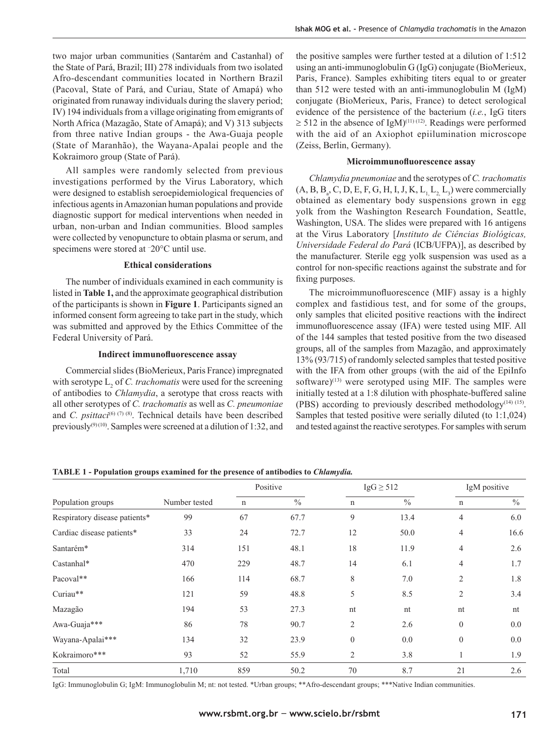two major urban communities (Santarém and Castanhal) of the State of Pará, Brazil; III) 278 individuals from two isolated Afro-descendant communities located in Northern Brazil (Pacoval, State of Pará, and Curiau, State of Amapá) who originated from runaway individuals during the slavery period; IV) 194 individuals from a village originating from emigrants of North Africa (Mazagão, State of Amapá); and V) 313 subjects from three native Indian groups - the Awa-Guaja people (State of Maranhão), the Wayana-Apalai people and the Kokraimoro group (State of Pará).

All samples were randomly selected from previous investigations performed by the Virus Laboratory, which were designed to establish seroepidemiological frequencies of infectious agents in Amazonian human populations and provide diagnostic support for medical interventions when needed in urban, non-urban and Indian communities. Blood samples were collected by venopuncture to obtain plasma or serum, and specimens were stored at -20°C until use.

### Ethical considerations

The number of individuals examined in each community is listed in **Table 1,** and the approximate geographical distribution of the participants is shown in **Figure 1**. Participants signed an informed consent form agreeing to take part in the study, which was submitted and approved by the Ethics Committee of the Federal University of Pará.

### Indirect immunofluorescence assay

Commercial slides (BioMerieux, Paris France) impregnated with serotype $L_2$ of *C. trachomatis* were used for the screening of antibodies to *Chlamydia*, a serotype that cross reacts with all other serotypes of *C. trachomatis* as well as *C. pneumoniae* and *C. psittaci*[6] [7] [8]. Technical details have been described previously[9] [10]. Samples were screened at a dilution of 1:32, and the positive samples were further tested at a dilution of 1:512 using an anti-immunoglobulin G (IgG) conjugate (BioMerieux, Paris, France). Samples exhibiting titers equal to or greater than 512 were tested with an anti-immunoglobulin M (IgM) conjugate (BioMerieux, Paris, France) to detect serological evidence of the persistence of the bacterium (*i.e.*, IgG titers $\geq 512$ in the absence of IgM)[11] [12]. Readings were performed with the aid of an Axiophot epiilumination microscope (Zeiss, Berlin, Germany).

### Microimmunofluorescence assay

*Chlamydia pneumoniae* and the serotypes of *C. trachomatis* (A, B, $B_a$, C, D, E, F, G, H, I, J, K, $L_1$, $L_2$, $L_3$) were commercially obtained as elementary body suspensions grown in egg yolk from the Washington Research Foundation, Seattle, Washington, USA. The slides were prepared with 16 antigens at the Virus Laboratory [*Instituto de Ciências Biológicas, Universidade Federal do Pará* (ICB/UFPA)], as described by the manufacturer. Sterile egg yolk suspension was used as a control for non-specific reactions against the substrate and for fixing purposes.

The microimmunofluorescence (MIF) assay is a highly complex and fastidious test, and for some of the groups, only samples that elicited positive reactions with the **i**ndirect immunofluorescence assay (IFA) were tested using MIF. All of the 144 samples that tested positive from the two diseased groups, all of the samples from Mazagão, and approximately 13% (93/715) of randomly selected samples that tested positive with the IFA from other groups (with the aid of the EpiInfo software)[13] were serotyped using MIF. The samples were initially tested at a 1:8 dilution with phosphate-buffered saline (PBS) according to previously described methodology[14] [15]. Samples that tested positive were serially diluted (to 1:1,024) and tested against the reactive serotypes. For samples with serum

**TABLE 1 - Population groups examined for the presence of antibodies to *Chlamydia.***

| Population groups | Number tested | Positive | | IgG ≥ 512 | | IgM positive | |
|---|---|---|---|---|---|---|---|
| | | n | % | n | % | n | % |
| Respiratory disease patients* | 99 | 67 | 67.7 | 9 | 13.4 | 4 | 6.0 |
| Cardiac disease patients* | 33 | 24 | 72.7 | 12 | 50.0 | 4 | 16.6 |
| Santarém* | 314 | 151 | 48.1 | 18 | 11.9 | 4 | 2.6 |
| Castanhal* | 470 | 229 | 48.7 | 14 | 6.1 | 4 | 1.7 |
| Pacoval** | 166 | 114 | 68.7 | 8 | 7.0 | 2 | 1.8 |
| Curiau** | 121 | 59 | 48.8 | 5 | 8.5 | 2 | 3.4 |
| Mazagão | 194 | 53 | 27.3 | nt | nt | nt | nt |
| Awa-Guaja*** | 86 | 78 | 90.7 | 2 | 2.6 | 0 | 0.0 |
| Wayana-Apalai*** | 134 | 32 | 23.9 | 0 | 0.0 | 0 | 0.0 |
| Kokraimoro*** | 93 | 52 | 55.9 | 2 | 3.8 | 1 | 1.9 |
| Total | 1,710 | 859 | 50.2 | 70 | 8.7 | 21 | 2.6 |

IgG: Immunoglobulin G; IgM: Immunoglobulin M; nt: not tested. *Urban groups; **Afro-descendant groups; ***Native Indian communities.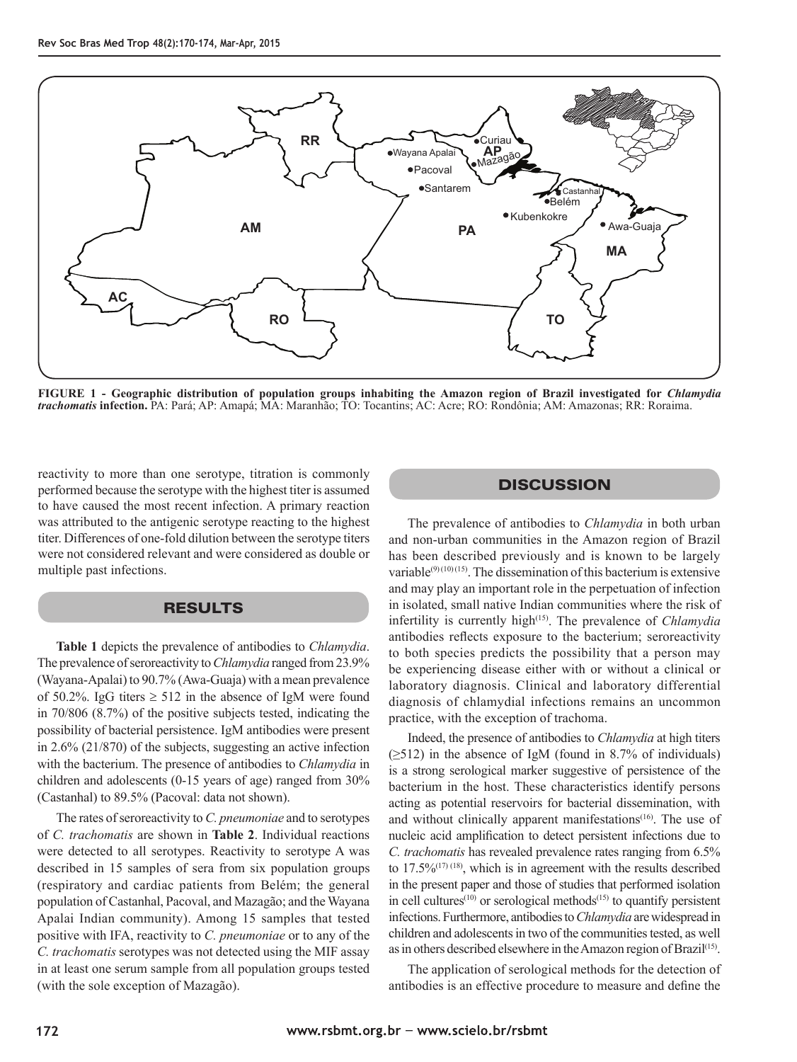**FIGURE 1 - Geographic distribution of population groups inhabiting the Amazon region of Brazil investigated for *Chlamydia trachomatis* infection.** PA: Pará; AP: Amapá; MA: Maranhão; TO: Tocantins; AC: Acre; RO: Rondônia; AM: Amazonas; RR: Roraima.

reactivity to more than one serotype, titration is commonly performed because the serotype with the highest titer is assumed to have caused the most recent infection. A primary reaction was attributed to the antigenic serotype reacting to the highest titer. Differences of one-fold dilution between the serotype titers were not considered relevant and were considered as double or multiple past infections.

## RESULTS

**Table 1** depicts the prevalence of antibodies to *Chlamydia*. The prevalence of seroreactivity to *Chlamydia* ranged from 23.9% (Wayana-Apalai) to 90.7% (Awa-Guaja) with a mean prevalence of 50.2%. IgG titers $\geq$ 512 in the absence of IgM were found in 70/806 (8.7%) of the positive subjects tested, indicating the possibility of bacterial persistence. IgM antibodies were present in 2.6% (21/870) of the subjects, suggesting an active infection with the bacterium. The presence of antibodies to *Chlamydia* in children and adolescents (0-15 years of age) ranged from 30% (Castanhal) to 89.5% (Pacoval: data not shown).

The rates of seroreactivity to *C. pneumoniae* and to serotypes of *C. trachomatis* are shown in **Table 2**. Individual reactions were detected to all serotypes. Reactivity to serotype A was described in 15 samples of sera from six population groups (respiratory and cardiac patients from Belém; the general population of Castanhal, Pacoval, and Mazagão; and the Wayana Apalai Indian community). Among 15 samples that tested positive with IFA, reactivity to *C. pneumoniae* or to any of the *C. trachomatis* serotypes was not detected using the MIF assay in at least one serum sample from all population groups tested (with the sole exception of Mazagão).

## DISCUSSION

The prevalence of antibodies to *Chlamydia* in both urban and non-urban communities in the Amazon region of Brazil has been described previously and is known to be largely variable[9] [10] [15]. The dissemination of this bacterium is extensive and may play an important role in the perpetuation of infection in isolated, small native Indian communities where the risk of infertility is currently high[15]. The prevalence of *Chlamydia* antibodies reflects exposure to the bacterium; seroreactivity to both species predicts the possibility that a person may be experiencing disease either with or without a clinical or laboratory diagnosis. Clinical and laboratory differential diagnosis of chlamydial infections remains an uncommon practice, with the exception of trachoma.

Indeed, the presence of antibodies to *Chlamydia* at high titers ($\geq$512) in the absence of IgM (found in 8.7% of individuals) is a strong serological marker suggestive of persistence of the bacterium in the host. These characteristics identify persons acting as potential reservoirs for bacterial dissemination, with and without clinically apparent manifestations[16]. The use of nucleic acid amplification to detect persistent infections due to *C. trachomatis* has revealed prevalence rates ranging from 6.5% to 17.5%[17] [18], which is in agreement with the results described in the present paper and those of studies that performed isolation in cell cultures[10] or serological methods[15] to quantify persistent infections. Furthermore, antibodies to *Chlamydia* are widespread in children and adolescents in two of the communities tested, as well as in others described elsewhere in the Amazon region of Brazil[15].

The application of serological methods for the detection of antibodies is an effective procedure to measure and define the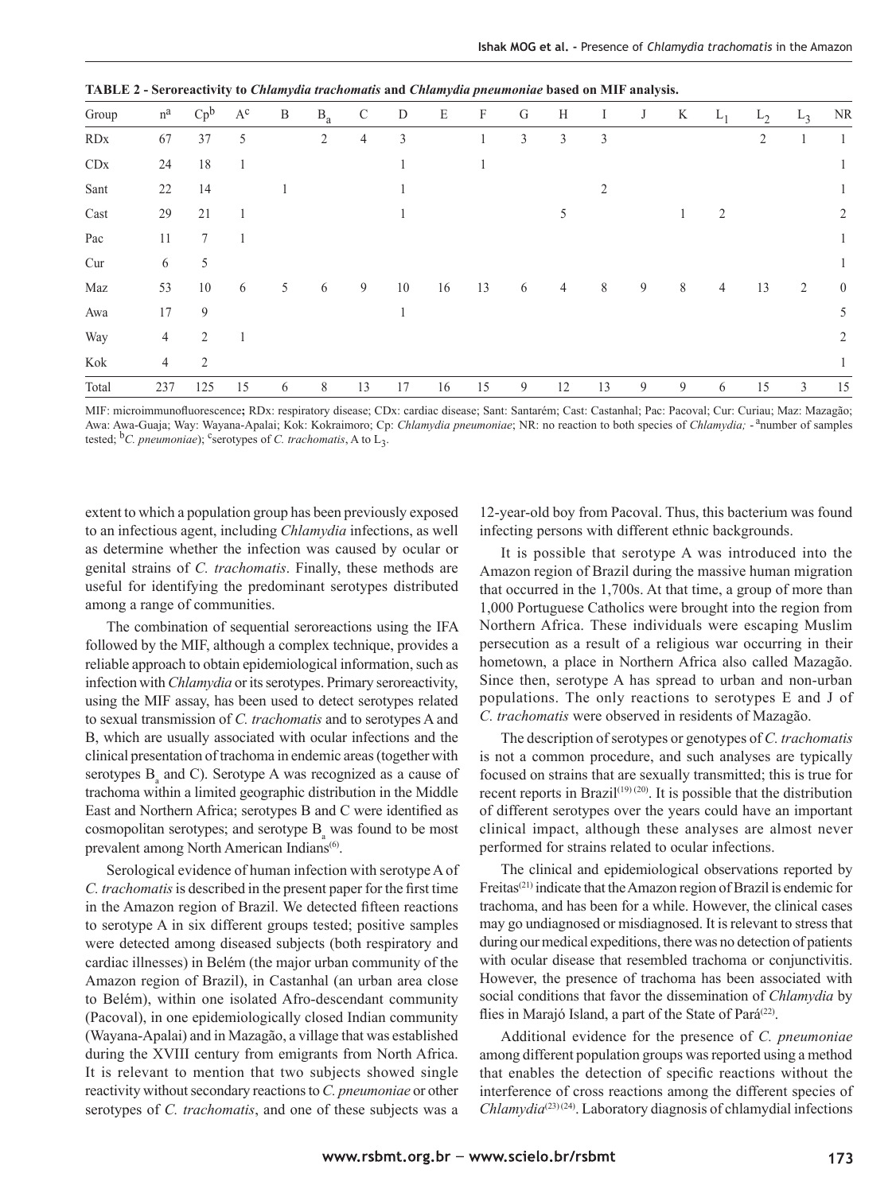**TABLE 2 - Seroreactivity to *Chlamydia trachomatis* and *Chlamydia pneumoniae* based on MIF analysis.**

| Group | n[a] | Cp[b] | A[c] | B | $B_a$ | C | D | E | F | G | H | I | J | K | $L_1$ | $L_2$ | $L_3$ | NR |
|---|---|---|---|---|---|---|---|---|---|---|---|---|---|---|---|---|---|---|
| RDx | 67 | 37 | 5 | | 2 | 4 | 3 | | 1 | 3 | 3 | 3 | | | | 2 | 1 | 1 |
| CDx | 24 | 18 | 1 | | | | 1 | | 1 | | | | | | | | | 1 |
| Sant | 22 | 14 | | 1 | | | 1 | | | | | 2 | | | | | | 1 |
| Cast | 29 | 21 | 1 | | | | 1 | | | | 5 | | | 1 | 2 | | | 2 |
| Pac | 11 | 7 | 1 | | | | | | | | | | | | | | | 1 |
| Cur | 6 | 5 | | | | | | | | | | | | | | | | 1 |
| Maz | 53 | 10 | 6 | 5 | 6 | 9 | 10 | 16 | 13 | 6 | 4 | 8 | 9 | 8 | 4 | 13 | 2 | 0 |
| Awa | 17 | 9 | | | | | 1 | | | | | | | | | | | 5 |
| Way | 4 | 2 | 1 | | | | | | | | | | | | | | | 2 |
| Kok | 4 | 2 | | | | | | | | | | | | | | | | 1 |
| Total | 237 | 125 | 15 | 6 | 8 | 13 | 17 | 16 | 15 | 9 | 12 | 13 | 9 | 9 | 6 | 15 | 3 | 15 |

MIF: microimmunofluorescence; RDx: respiratory disease; CDx: cardiac disease; Sant: Santarém; Cast: Castanhal; Pac: Pacoval; Cur: Curiau; Maz: Mazagão; Awa: Awa-Guaja; Way: Wayana-Apalai; Kok: Kokraimoro; Cp: *Chlamydia pneumoniae*; NR: no reaction to both species of *Chlamydia*; - [a]number of samples tested; [b]*C. pneumoniae*); [c]serotypes of *C. trachomatis*, A to $L_3$.

extent to which a population group has been previously exposed to an infectious agent, including *Chlamydia* infections, as well as determine whether the infection was caused by ocular or genital strains of *C. trachomatis*. Finally, these methods are useful for identifying the predominant serotypes distributed among a range of communities.

The combination of sequential seroreactions using the IFA followed by the MIF, although a complex technique, provides a reliable approach to obtain epidemiological information, such as infection with *Chlamydia* or its serotypes. Primary seroreactivity, using the MIF assay, has been used to detect serotypes related to sexual transmission of *C. trachomatis* and to serotypes A and B, which are usually associated with ocular infections and the clinical presentation of trachoma in endemic areas (together with serotypes $B_a$ and C). Serotype A was recognized as a cause of trachoma within a limited geographic distribution in the Middle East and Northern Africa; serotypes B and C were identified as cosmopolitan serotypes; and serotype $B_a$ was found to be most prevalent among North American Indians[6].

Serological evidence of human infection with serotype A of *C. trachomatis* is described in the present paper for the first time in the Amazon region of Brazil. We detected fifteen reactions to serotype A in six different groups tested; positive samples were detected among diseased subjects (both respiratory and cardiac illnesses) in Belém (the major urban community of the Amazon region of Brazil), in Castanhal (an urban area close to Belém), within one isolated Afro-descendant community (Pacoval), in one epidemiologically closed Indian community (Wayana-Apalai) and in Mazagão, a village that was established during the XVIII century from emigrants from North Africa. It is relevant to mention that two subjects showed single reactivity without secondary reactions to *C. pneumoniae* or other serotypes of *C. trachomatis*, and one of these subjects was a 12-year-old boy from Pacoval. Thus, this bacterium was found infecting persons with different ethnic backgrounds.

It is possible that serotype A was introduced into the Amazon region of Brazil during the massive human migration that occurred in the 1,700s. At that time, a group of more than 1,000 Portuguese Catholics were brought into the region from Northern Africa. These individuals were escaping Muslim persecution as a result of a religious war occurring in their hometown, a place in Northern Africa also called Mazagão. Since then, serotype A has spread to urban and non-urban populations. The only reactions to serotypes E and J of *C. trachomatis* were observed in residents of Mazagão.

The description of serotypes or genotypes of *C. trachomatis* is not a common procedure, and such analyses are typically focused on strains that are sexually transmitted; this is true for recent reports in Brazil[19] [20]. It is possible that the distribution of different serotypes over the years could have an important clinical impact, although these analyses are almost never performed for strains related to ocular infections.

The clinical and epidemiological observations reported by Freitas[21] indicate that the Amazon region of Brazil is endemic for trachoma, and has been for a while. However, the clinical cases may go undiagnosed or misdiagnosed. It is relevant to stress that during our medical expeditions, there was no detection of patients with ocular disease that resembled trachoma or conjunctivitis. However, the presence of trachoma has been associated with social conditions that favor the dissemination of *Chlamydia* by flies in Marajó Island, a part of the State of Pará[22].

Additional evidence for the presence of *C. pneumoniae* among different population groups was reported using a method that enables the detection of specific reactions without the interference of cross reactions among the different species of *Chlamydia*[23] [24]. Laboratory diagnosis of chlamydial infections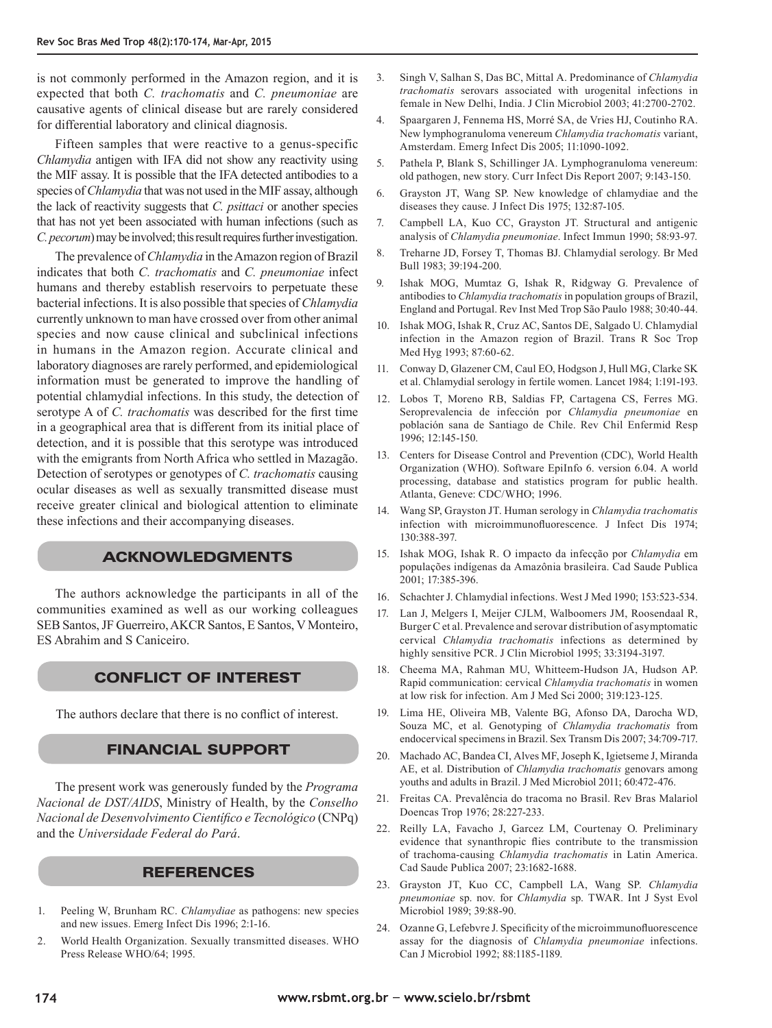is not commonly performed in the Amazon region, and it is expected that both *C. trachomatis* and *C. pneumoniae* are causative agents of clinical disease but are rarely considered for differential laboratory and clinical diagnosis.

Fifteen samples that were reactive to a genus-specific *Chlamydia* antigen with IFA did not show any reactivity using the MIF assay. It is possible that the IFA detected antibodies to a species of *Chlamydia* that was not used in the MIF assay, although the lack of reactivity suggests that *C. psittaci* or another species that has not yet been associated with human infections (such as *C. pecorum*) may be involved; this result requires further investigation.

The prevalence of *Chlamydia* in the Amazon region of Brazil indicates that both *C. trachomatis* and *C. pneumoniae* infect humans and thereby establish reservoirs to perpetuate these bacterial infections. It is also possible that species of *Chlamydia* currently unknown to man have crossed over from other animal species and now cause clinical and subclinical infections in humans in the Amazon region. Accurate clinical and laboratory diagnoses are rarely performed, and epidemiological information must be generated to improve the handling of potential chlamydial infections. In this study, the detection of serotype A of *C. trachomatis* was described for the first time in a geographical area that is different from its initial place of detection, and it is possible that this serotype was introduced with the emigrants from North Africa who settled in Mazagão. Detection of serotypes or genotypes of *C. trachomatis* causing ocular diseases as well as sexually transmitted disease must receive greater clinical and biological attention to eliminate these infections and their accompanying diseases.

## ACKNOWLEDGMENTS

The authors acknowledge the participants in all of the communities examined as well as our working colleagues SEB Santos, JF Guerreiro, AKCR Santos, E Santos, V Monteiro, ES Abrahim and S Caniceiro.

## CONFLICT OF INTEREST

The authors declare that there is no conflict of interest.

## FINANCIAL SUPPORT

The present work was generously funded by the *Programa Nacional de DST/AIDS*, Ministry of Health, by the *Conselho Nacional de Desenvolvimento Científico e Tecnológico* (CNPq) and the *Universidade Federal do Pará*.

## REFERENCES

1. Peeling W, Brunham RC. *Chlamydiae* as pathogens: new species and new issues. Emerg Infect Dis 1996; 2:1-16.
2. World Health Organization. Sexually transmitted diseases. WHO Press Release WHO/64; 1995.
3. Singh V, Salhan S, Das BC, Mittal A. Predominance of *Chlamydia trachomatis* serovars associated with urogenital infections in female in New Delhi, India. J Clin Microbiol 2003; 41:2700-2702.
4. Spaargaren J, Fennema HS, Morré SA, de Vries HJ, Coutinho RA. New lymphogranuloma venereum *Chlamydia trachomatis* variant, Amsterdam. Emerg Infect Dis 2005; 11:1090-1092.
5. Pathela P, Blank S, Schillinger JA. Lymphogranuloma venereum: old pathogen, new story. Curr Infect Dis Report 2007; 9:143-150.
6. Grayston JT, Wang SP. New knowledge of chlamydiae and the diseases they cause. J Infect Dis 1975; 132:87-105.
7. Campbell LA, Kuo CC, Grayston JT. Structural and antigenic analysis of *Chlamydia pneumoniae*. Infect Immun 1990; 58:93-97.
8. Treharne JD, Forsey T, Thomas BJ. Chlamydial serology. Br Med Bull 1983; 39:194-200.
9. Ishak MOG, Mumtaz G, Ishak R, Ridgway G. Prevalence of antibodies to *Chlamydia trachomatis* in population groups of Brazil, England and Portugal. Rev Inst Med Trop São Paulo 1988; 30:40-44.
10. Ishak MOG, Ishak R, Cruz AC, Santos DE, Salgado U. Chlamydial infection in the Amazon region of Brazil. Trans R Soc Trop Med Hyg 1993; 87:60-62.
11. Conway D, Glazener CM, Caul EO, Hodgson J, Hull MG, Clarke SK et al. Chlamydial serology in fertile women. Lancet 1984; 1:191-193.
12. Lobos T, Moreno RB, Saldias FP, Cartagena CS, Ferres MG. Seroprevalencia de infección por *Chlamydia pneumoniae* en población sana de Santiago de Chile. Rev Chil Enfermid Resp 1996; 12:145-150.
13. Centers for Disease Control and Prevention (CDC), World Health Organization (WHO). Software EpiInfo 6. version 6.04. A world processing, database and statistics program for public health. Atlanta, Geneve: CDC/WHO; 1996.
14. Wang SP, Grayston JT. Human serology in *Chlamydia trachomatis* infection with microimmunofluorescence. J Infect Dis 1974; 130:388-397.
15. Ishak MOG, Ishak R. O impacto da infecção por *Chlamydia* em populações indígenas da Amazônia brasileira. Cad Saude Publica 2001; 17:385-396.
16. Schachter J. Chlamydial infections. West J Med 1990; 153:523-534.
17. Lan J, Melgers I, Meijer CJLM, Walboomers JM, Roosendaal R, Burger C et al. Prevalence and serovar distribution of asymptomatic cervical *Chlamydia trachomatis* infections as determined by highly sensitive PCR. J Clin Microbiol 1995; 33:3194-3197.
18. Cheema MA, Rahman MU, Whitteem-Hudson JA, Hudson AP. Rapid communication: cervical *Chlamydia trachomatis* in women at low risk for infection. Am J Med Sci 2000; 319:123-125.
19. Lima HE, Oliveira MB, Valente BG, Afonso DA, Darocha WD, Souza MC, et al. Genotyping of *Chlamydia trachomatis* from endocervical specimens in Brazil. Sex Transm Dis 2007; 34:709-717.
20. Machado AC, Bandea CI, Alves MF, Joseph K, Igietseme J, Miranda AE, et al. Distribution of *Chlamydia trachomatis* genovars among youths and adults in Brazil. J Med Microbiol 2011; 60:472-476.
21. Freitas CA. Prevalência do tracoma no Brasil. Rev Bras Malariol Doencas Trop 1976; 28:227-233.
22. Reilly LA, Favacho J, Garcez LM, Courtenay O. Preliminary evidence that synanthropic flies contribute to the transmission of trachoma-causing *Chlamydia trachomatis* in Latin America. Cad Saude Publica 2007; 23:1682-1688.
23. Grayston JT, Kuo CC, Campbell LA, Wang SP. *Chlamydia pneumoniae* sp. nov. for *Chlamydia* sp. TWAR. Int J Syst Evol Microbiol 1989; 39:88-90.
24. Ozanne G, Lefebvre J. Specificity of the microimmunofluorescence assay for the diagnosis of *Chlamydia pneumoniae* infections. Can J Microbiol 1992; 88:1185-1189.